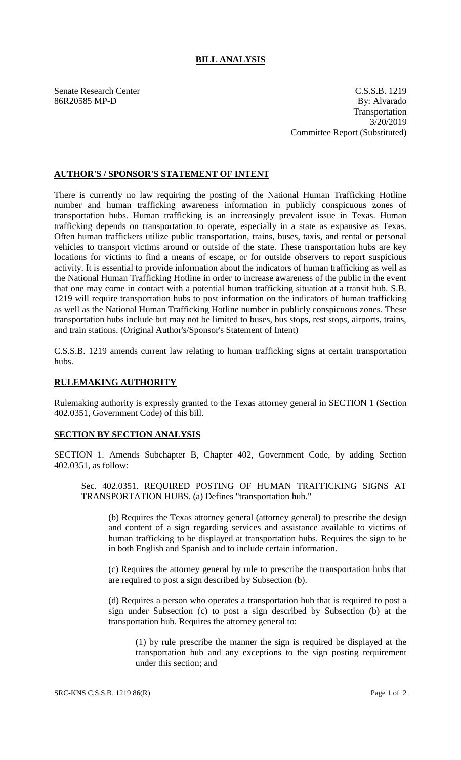# BILL ANALYSIS

Senate Research Center
86R20585 MP-D

C.S.S.B. 1219
By: Alvarado
Transportation
3/20/2019
Committee Report (Substituted)

## AUTHOR'S / SPONSOR'S STATEMENT OF INTENT

There is currently no law requiring the posting of the National Human Trafficking Hotline number and human trafficking awareness information in publicly conspicuous zones of transportation hubs. Human trafficking is an increasingly prevalent issue in Texas. Human trafficking depends on transportation to operate, especially in a state as expansive as Texas. Often human traffickers utilize public transportation, trains, buses, taxis, and rental or personal vehicles to transport victims around or outside of the state. These transportation hubs are key locations for victims to find a means of escape, or for outside observers to report suspicious activity. It is essential to provide information about the indicators of human trafficking as well as the National Human Trafficking Hotline in order to increase awareness of the public in the event that one may come in contact with a potential human trafficking situation at a transit hub. S.B. 1219 will require transportation hubs to post information on the indicators of human trafficking as well as the National Human Trafficking Hotline number in publicly conspicuous zones. These transportation hubs include but may not be limited to buses, bus stops, rest stops, airports, trains, and train stations. (Original Author's/Sponsor's Statement of Intent)

C.S.S.B. 1219 amends current law relating to human trafficking signs at certain transportation hubs.

## RULEMAKING AUTHORITY

Rulemaking authority is expressly granted to the Texas attorney general in SECTION 1 (Section 402.0351, Government Code) of this bill.

## SECTION BY SECTION ANALYSIS

SECTION 1. Amends Subchapter B, Chapter 402, Government Code, by adding Section 402.0351, as follow:

Sec. 402.0351. REQUIRED POSTING OF HUMAN TRAFFICKING SIGNS AT TRANSPORTATION HUBS. (a) Defines "transportation hub."

(b) Requires the Texas attorney general (attorney general) to prescribe the design and content of a sign regarding services and assistance available to victims of human trafficking to be displayed at transportation hubs. Requires the sign to be in both English and Spanish and to include certain information.

(c) Requires the attorney general by rule to prescribe the transportation hubs that are required to post a sign described by Subsection (b).

(d) Requires a person who operates a transportation hub that is required to post a sign under Subsection (c) to post a sign described by Subsection (b) at the transportation hub. Requires the attorney general to:

(1) by rule prescribe the manner the sign is required be displayed at the transportation hub and any exceptions to the sign posting requirement under this section; and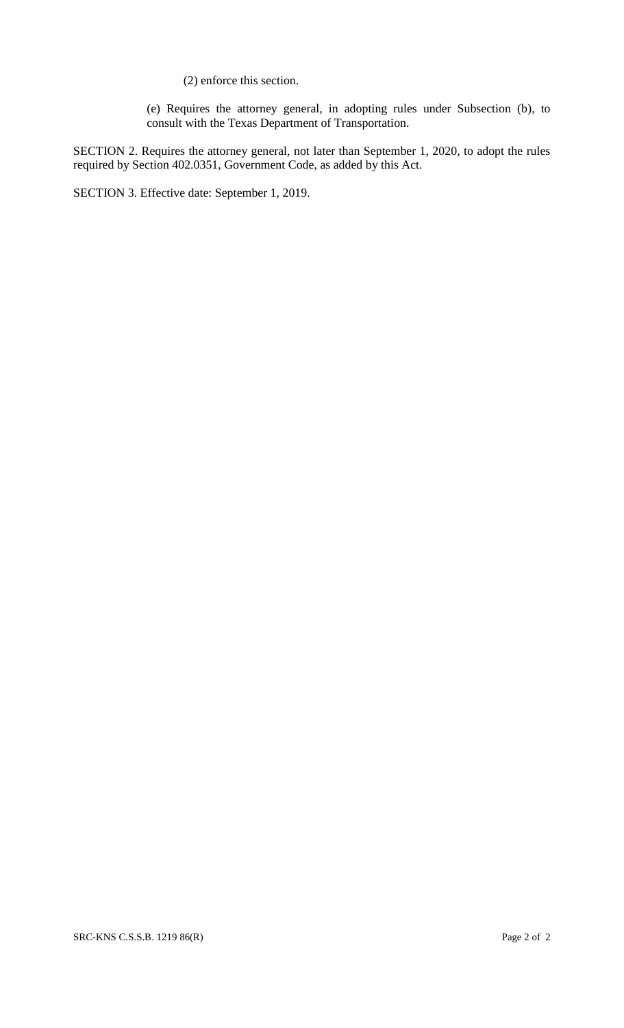(2) enforce this section.

(e) Requires the attorney general, in adopting rules under Subsection (b), to consult with the Texas Department of Transportation.

SECTION 2. Requires the attorney general, not later than September 1, 2020, to adopt the rules required by Section 402.0351, Government Code, as added by this Act.

SECTION 3. Effective date: September 1, 2019.